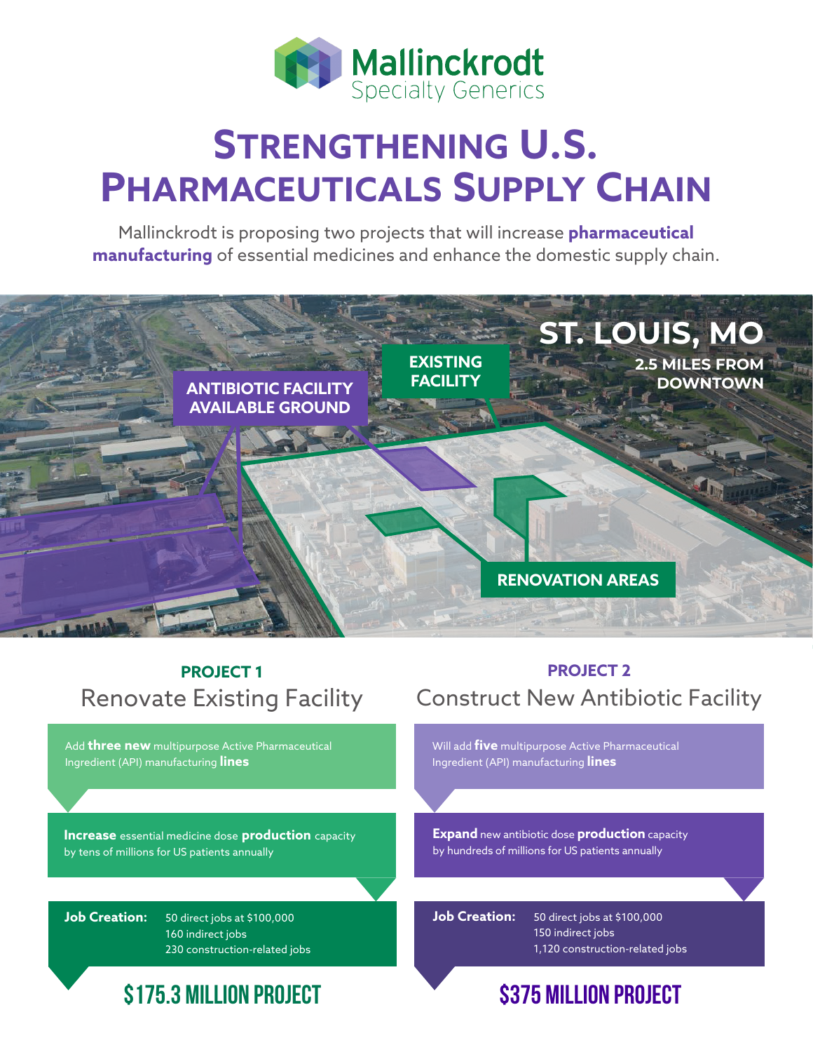Mallinckrodt
Specialty Generics

# Strengthening U.S. Pharmaceuticals Supply Chain

Mallinckrodt is proposing two projects that will increase **pharmaceutical manufacturing** of essential medicines and enhance the domestic supply chain.

ST. LOUIS, MO
2.5 MILES FROM DOWNTOWN

ANTIBIOTIC FACILITY AVAILABLE GROUND

EXISTING FACILITY

RENOVATION AREAS

## PROJECT 1
### Renovate Existing Facility

Add **three new** multipurpose Active Pharmaceutical Ingredient (API) manufacturing **lines**

**Increase** essential medicine dose **production** capacity by tens of millions for US patients annually

**Job Creation:**
- 50 direct jobs at $100,000
- 160 indirect jobs
- 230 construction-related jobs

**$175.3 MILLION PROJECT**

## PROJECT 2
### Construct New Antibiotic Facility

Will add **five** multipurpose Active Pharmaceutical Ingredient (API) manufacturing **lines**

**Expand** new antibiotic dose **production** capacity by hundreds of millions for US patients annually

**Job Creation:**
- 50 direct jobs at $100,000
- 150 indirect jobs
- 1,120 construction-related jobs

**$375 MILLION PROJECT**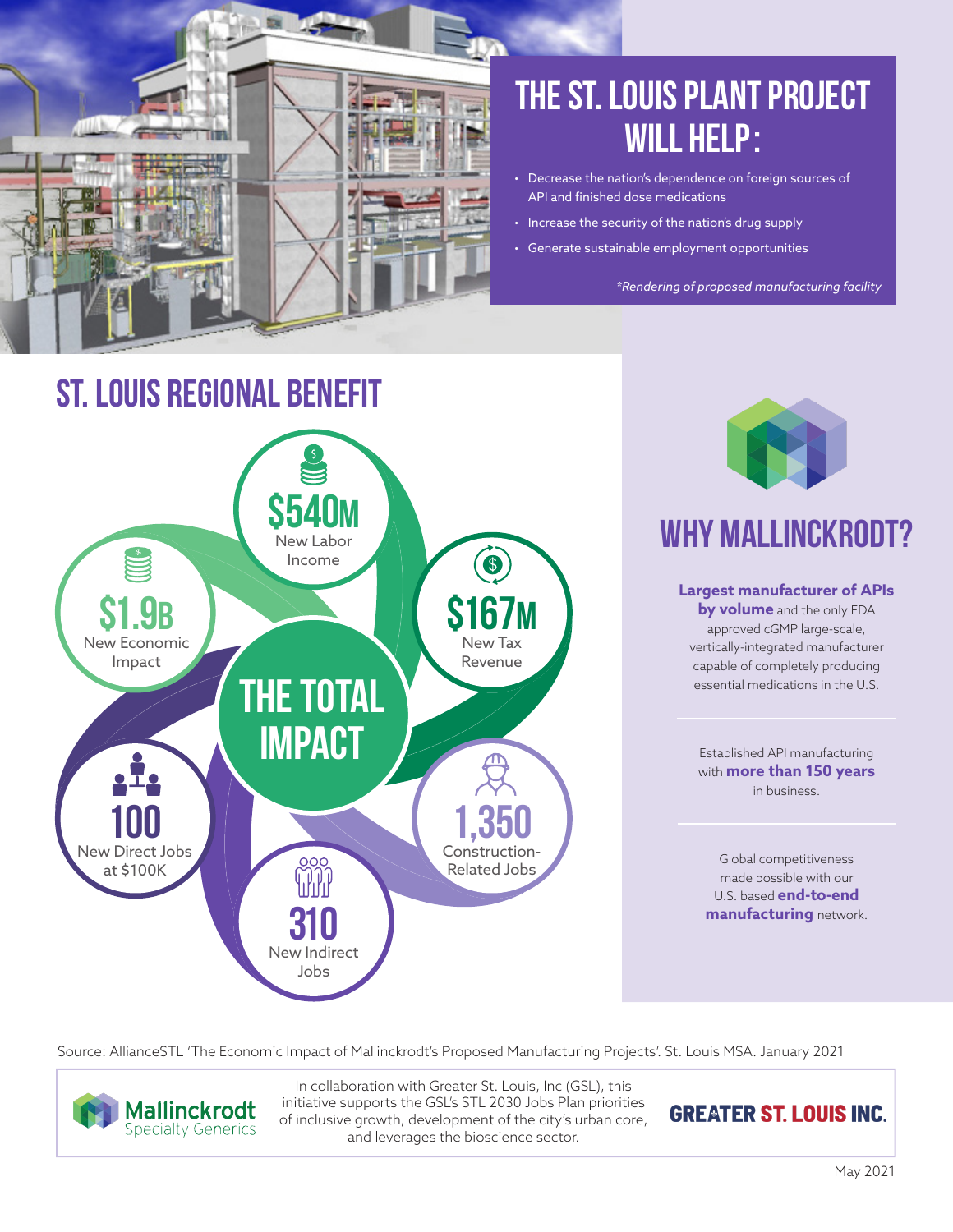## THE ST. LOUIS PLANT PROJECT WILL HELP:

- Decrease the nation's dependence on foreign sources of API and finished dose medications
- Increase the security of the nation's drug supply
- Generate sustainable employment opportunities

*\*Rendering of proposed manufacturing facility*

## ST. LOUIS REGIONAL BENEFIT

THE TOTAL IMPACT

**$540M**
New Labor Income

**$167M**
New Tax Revenue

**1,350**
Construction-Related Jobs

**310**
New Indirect Jobs

**100**
New Direct Jobs at $100K

**$1.9B**
New Economic Impact

## WHY MALLINCKRODT?

**Largest manufacturer of APIs by volume** and the only FDA approved cGMP large-scale, vertically-integrated manufacturer capable of completely producing essential medications in the U.S.

Established API manufacturing with **more than 150 years** in business.

Global competitiveness made possible with our U.S. based **end-to-end manufacturing** network.

Source: AllianceSTL 'The Economic Impact of Mallinckrodt's Proposed Manufacturing Projects'. St. Louis MSA. January 2021

Mallinckrodt Specialty Generics

In collaboration with Greater St. Louis, Inc (GSL), this initiative supports the GSL's STL 2030 Jobs Plan priorities of inclusive growth, development of the city's urban core, and leverages the bioscience sector.

GREATER ST. LOUIS INC.

May 2021